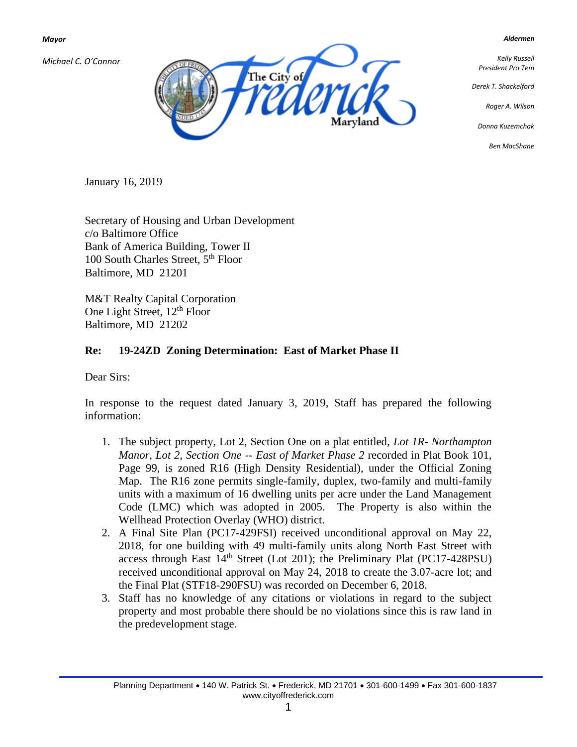**Mayor**

*Michael C. O'Connor*

**Aldermen**

*Kelly Russell*
*President Pro Tem*

*Derek T. Shackelford*

*Roger A. Wilson*

*Donna Kuzemchak*

*Ben MacShane*

The City of Frederick Maryland

January 16, 2019

Secretary of Housing and Urban Development
c/o Baltimore Office
Bank of America Building, Tower II
100 South Charles Street, 5th Floor
Baltimore, MD 21201

M&T Realty Capital Corporation
One Light Street, 12th Floor
Baltimore, MD 21202

**Re: 19-24ZD Zoning Determination: East of Market Phase II**

Dear Sirs:

In response to the request dated January 3, 2019, Staff has prepared the following information:

1. The subject property, Lot 2, Section One on a plat entitled, *Lot 1R- Northampton Manor, Lot 2, Section One -- East of Market Phase 2* recorded in Plat Book 101, Page 99, is zoned R16 (High Density Residential), under the Official Zoning Map. The R16 zone permits single-family, duplex, two-family and multi-family units with a maximum of 16 dwelling units per acre under the Land Management Code (LMC) which was adopted in 2005. The Property is also within the Wellhead Protection Overlay (WHO) district.
2. A Final Site Plan (PC17-429FSI) received unconditional approval on May 22, 2018, for one building with 49 multi-family units along North East Street with access through East 14th Street (Lot 201); the Preliminary Plat (PC17-428PSU) received unconditional approval on May 24, 2018 to create the 3.07-acre lot; and the Final Plat (STF18-290FSU) was recorded on December 6, 2018.
3. Staff has no knowledge of any citations or violations in regard to the subject property and most probable there should be no violations since this is raw land in the predevelopment stage.

Planning Department • 140 W. Patrick St. • Frederick, MD 21701 • 301-600-1499 • Fax 301-600-1837
www.cityoffrederick.com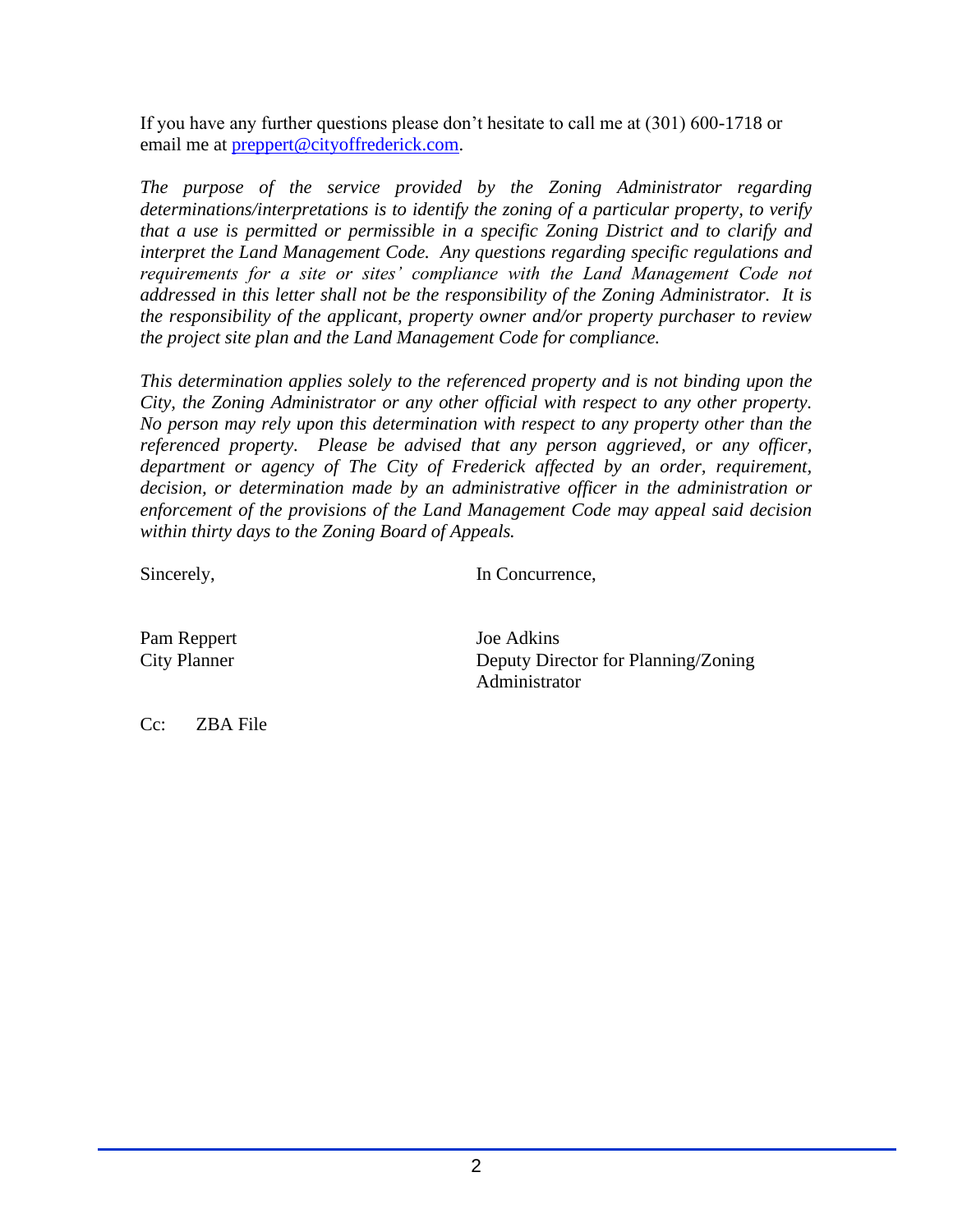If you have any further questions please don't hesitate to call me at (301) 600-1718 or email me at [preppert@cityoffrederick.com](mailto:preppert@cityoffrederick.com).

*The purpose of the service provided by the Zoning Administrator regarding determinations/interpretations is to identify the zoning of a particular property, to verify that a use is permitted or permissible in a specific Zoning District and to clarify and interpret the Land Management Code. Any questions regarding specific regulations and requirements for a site or sites' compliance with the Land Management Code not addressed in this letter shall not be the responsibility of the Zoning Administrator. It is the responsibility of the applicant, property owner and/or property purchaser to review the project site plan and the Land Management Code for compliance.*

*This determination applies solely to the referenced property and is not binding upon the City, the Zoning Administrator or any other official with respect to any other property. No person may rely upon this determination with respect to any property other than the referenced property. Please be advised that any person aggrieved, or any officer, department or agency of The City of Frederick affected by an order, requirement, decision, or determination made by an administrative officer in the administration or enforcement of the provisions of the Land Management Code may appeal said decision within thirty days to the Zoning Board of Appeals.*

Sincerely,

Pam Reppert
City Planner

In Concurrence,

Joe Adkins
Deputy Director for Planning/Zoning Administrator

Cc: ZBA File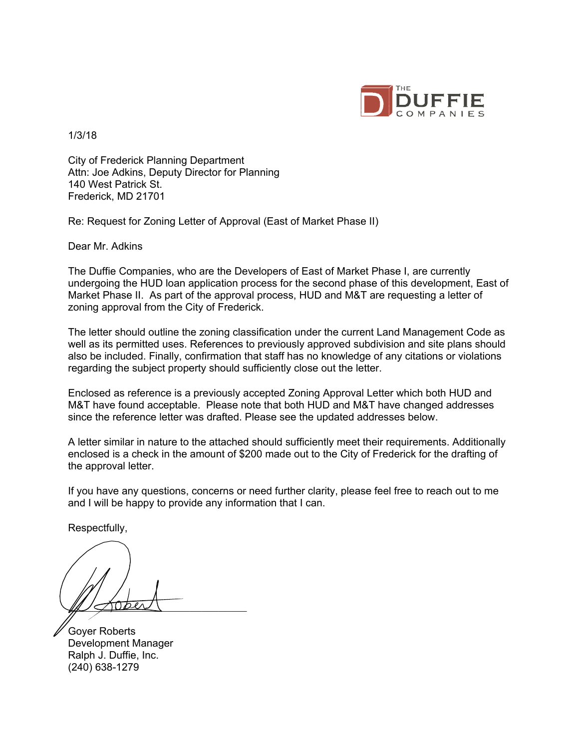THE DUFFIE COMPANIES

1/3/18

City of Frederick Planning Department
Attn: Joe Adkins, Deputy Director for Planning
140 West Patrick St.
Frederick, MD 21701

Re: Request for Zoning Letter of Approval (East of Market Phase II)

Dear Mr. Adkins

The Duffie Companies, who are the Developers of East of Market Phase I, are currently undergoing the HUD loan application process for the second phase of this development, East of Market Phase II. As part of the approval process, HUD and M&T are requesting a letter of zoning approval from the City of Frederick.

The letter should outline the zoning classification under the current Land Management Code as well as its permitted uses. References to previously approved subdivision and site plans should also be included. Finally, confirmation that staff has no knowledge of any citations or violations regarding the subject property should sufficiently close out the letter.

Enclosed as reference is a previously accepted Zoning Approval Letter which both HUD and M&T have found acceptable. Please note that both HUD and M&T have changed addresses since the reference letter was drafted. Please see the updated addresses below.

A letter similar in nature to the attached should sufficiently meet their requirements. Additionally enclosed is a check in the amount of $200 made out to the City of Frederick for the drafting of the approval letter.

If you have any questions, concerns or need further clarity, please feel free to reach out to me and I will be happy to provide any information that I can.

Respectfully,

Goyer Roberts
Development Manager
Ralph J. Duffie, Inc.
(240) 638-1279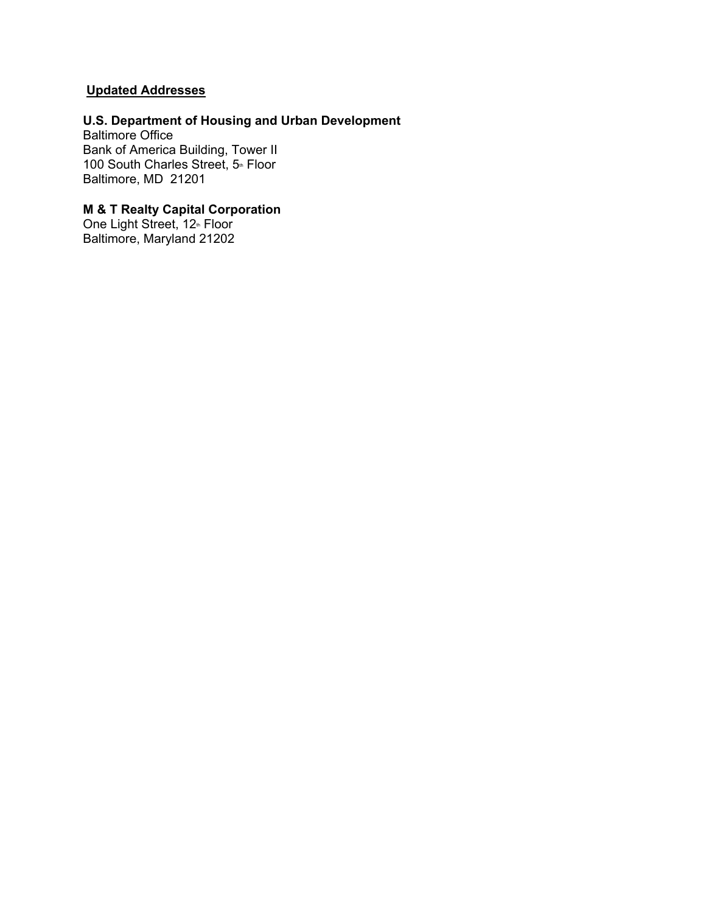**Updated Addresses**

**U.S. Department of Housing and Urban Development**
Baltimore Office
Bank of America Building, Tower II
100 South Charles Street, 5th Floor
Baltimore, MD 21201

**M & T Realty Capital Corporation**
One Light Street, 12th Floor
Baltimore, Maryland 21202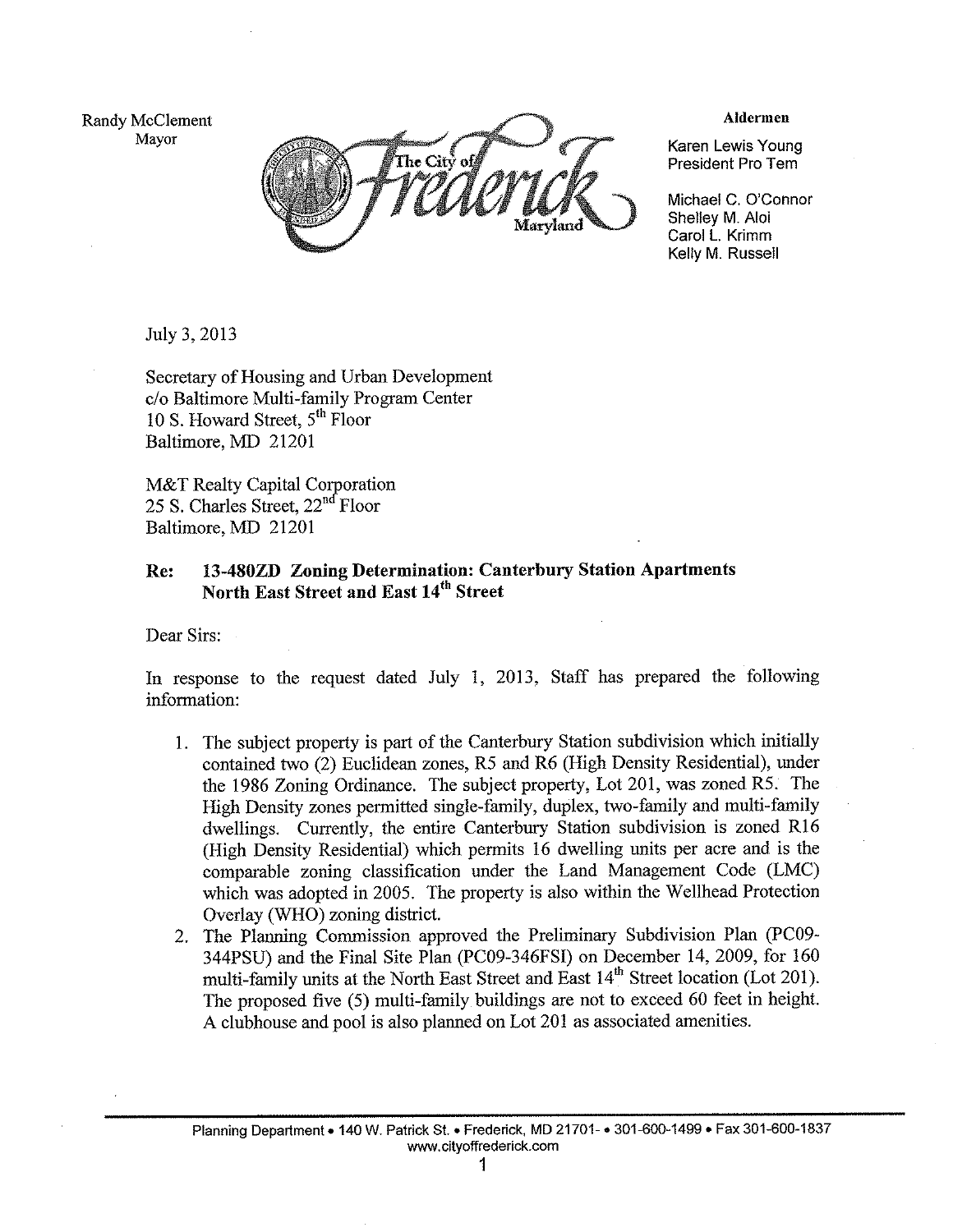Randy McClement
Mayor

The City of Frederick Maryland

**Aldermen**

Karen Lewis Young
President Pro Tem

Michael C. O'Connor
Shelley M. Aloi
Carol L. Krimm
Kelly M. Russell

July 3, 2013

Secretary of Housing and Urban Development
c/o Baltimore Multi-family Program Center
10 S. Howard Street, 5th Floor
Baltimore, MD 21201

M&T Realty Capital Corporation
25 S. Charles Street, 22nd Floor
Baltimore, MD 21201

**Re: 13-480ZD Zoning Determination: Canterbury Station Apartments North East Street and East 14th Street**

Dear Sirs:

In response to the request dated July 1, 2013, Staff has prepared the following information:

1. The subject property is part of the Canterbury Station subdivision which initially contained two (2) Euclidean zones, R5 and R6 (High Density Residential), under the 1986 Zoning Ordinance. The subject property, Lot 201, was zoned R5. The High Density zones permitted single-family, duplex, two-family and multi-family dwellings. Currently, the entire Canterbury Station subdivision is zoned R16 (High Density Residential) which permits 16 dwelling units per acre and is the comparable zoning classification under the Land Management Code (LMC) which was adopted in 2005. The property is also within the Wellhead Protection Overlay (WHO) zoning district.
2. The Planning Commission approved the Preliminary Subdivision Plan (PC09-344PSU) and the Final Site Plan (PC09-346FSI) on December 14, 2009, for 160 multi-family units at the North East Street and East 14th Street location (Lot 201). The proposed five (5) multi-family buildings are not to exceed 60 feet in height. A clubhouse and pool is also planned on Lot 201 as associated amenities.

Planning Department • 140 W. Patrick St. • Frederick, MD 21701- • 301-600-1499 • Fax 301-600-1837
www.cityoffrederick.com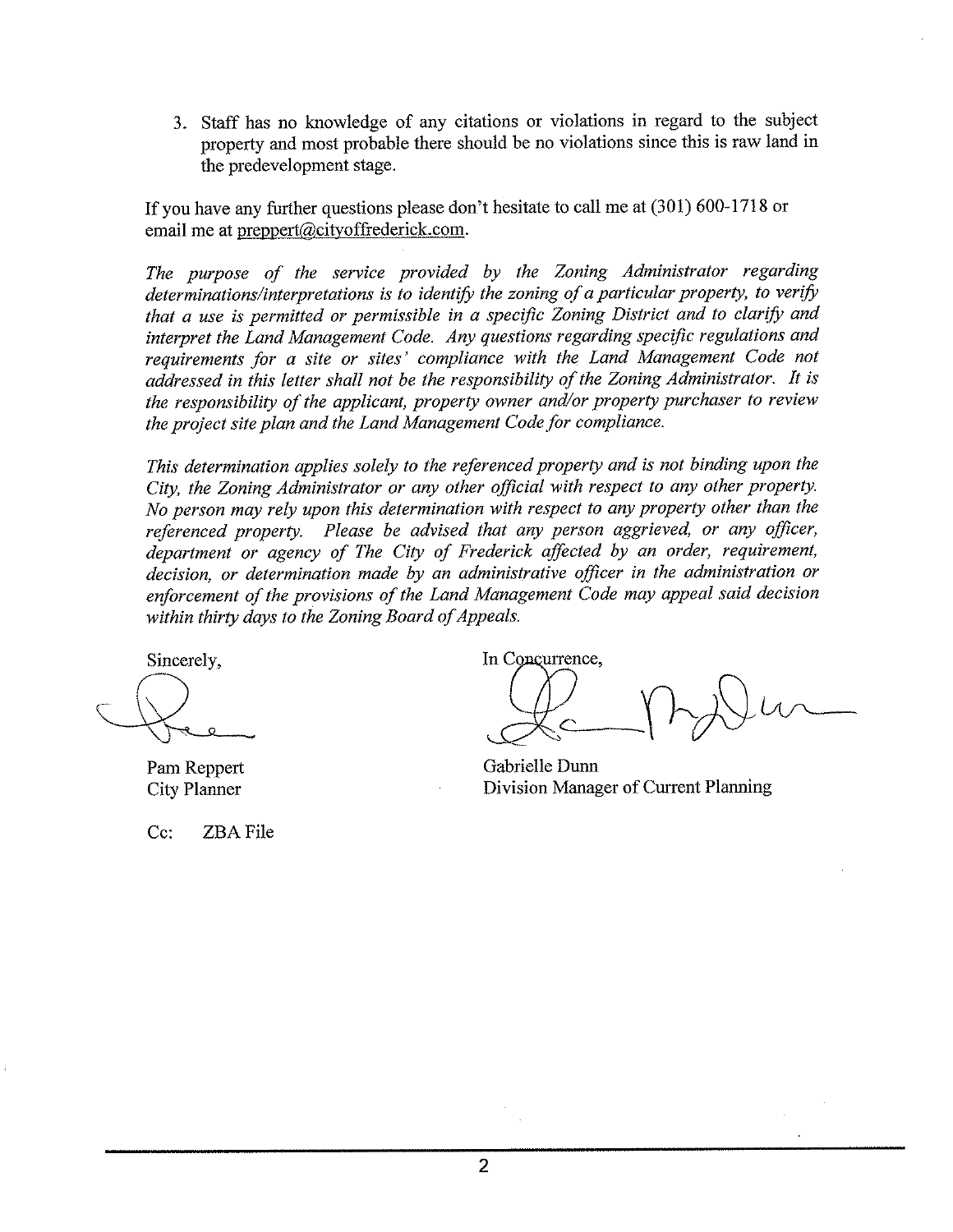3. Staff has no knowledge of any citations or violations in regard to the subject property and most probable there should be no violations since this is raw land in the predevelopment stage.

If you have any further questions please don't hesitate to call me at (301) 600-1718 or email me at preppert@cityoffrederick.com.

*The purpose of the service provided by the Zoning Administrator regarding determinations/interpretations is to identify the zoning of a particular property, to verify that a use is permitted or permissible in a specific Zoning District and to clarify and interpret the Land Management Code. Any questions regarding specific regulations and requirements for a site or sites' compliance with the Land Management Code not addressed in this letter shall not be the responsibility of the Zoning Administrator. It is the responsibility of the applicant, property owner and/or property purchaser to review the project site plan and the Land Management Code for compliance.*

*This determination applies solely to the referenced property and is not binding upon the City, the Zoning Administrator or any other official with respect to any other property. No person may rely upon this determination with respect to any property other than the referenced property. Please be advised that any person aggrieved, or any officer, department or agency of The City of Frederick affected by an order, requirement, decision, or determination made by an administrative officer in the administration or enforcement of the provisions of the Land Management Code may appeal said decision within thirty days to the Zoning Board of Appeals.*

Sincerely,

Pam Reppert
City Planner

In Concurrence,

Gabrielle Dunn
Division Manager of Current Planning

Cc: ZBA File